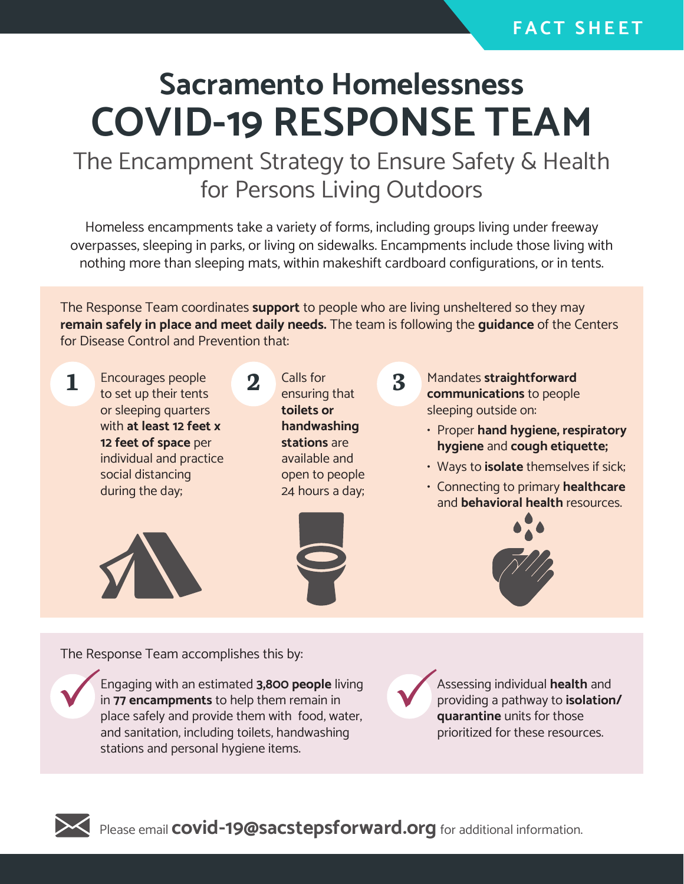FACT SHEET

# Sacramento Homelessness COVID-19 RESPONSE TEAM

## The Encampment Strategy to Ensure Safety & Health for Persons Living Outdoors

Homeless encampments take a variety of forms, including groups living under freeway overpasses, sleeping in parks, or living on sidewalks. Encampments include those living with nothing more than sleeping mats, within makeshift cardboard configurations, or in tents.

The Response Team coordinates **support** to people who are living unsheltered so they may **remain safely in place and meet daily needs.** The team is following the **guidance** of the Centers for Disease Control and Prevention that:

1. Encourages people to set up their tents or sleeping quarters with **at least 12 feet x 12 feet of space** per individual and practice social distancing during the day;
2. Calls for ensuring that **toilets or handwashing stations** are available and open to people 24 hours a day;
3. Mandates **straightforward communications** to people sleeping outside on:
   - Proper **hand hygiene, respiratory hygiene** and **cough etiquette;**
   - Ways to **isolate** themselves if sick;
   - Connecting to primary **healthcare** and **behavioral health** resources.

The Response Team accomplishes this by:

- ✓ Engaging with an estimated **3,800 people** living in **77 encampments** to help them remain in place safely and provide them with food, water, and sanitation, including toilets, handwashing stations and personal hygiene items.
- ✓ Assessing individual **health** and providing a pathway to **isolation/ quarantine** units for those prioritized for these resources.

Please email **covid-19@sacstepsforward.org** for additional information.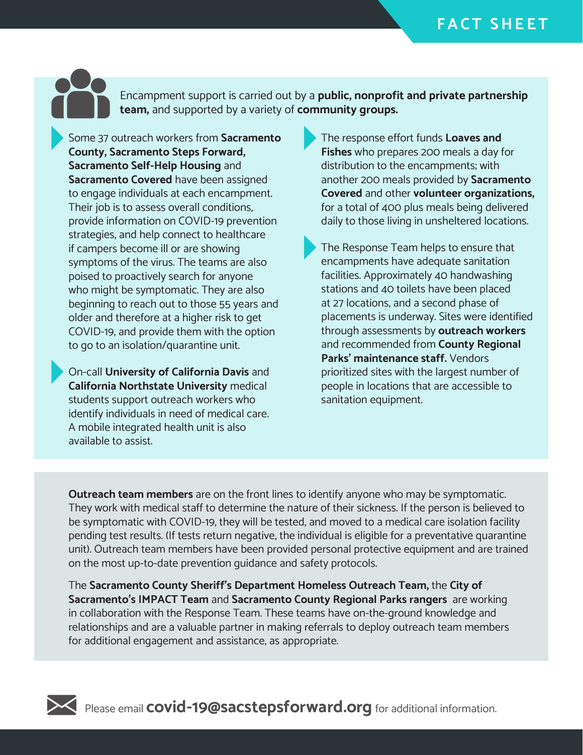# FACT SHEET

Encampment support is carried out by a **public, nonprofit and private partnership team,** and supported by a variety of **community groups.**

- Some 37 outreach workers from **Sacramento County, Sacramento Steps Forward, Sacramento Self-Help Housing** and **Sacramento Covered** have been assigned to engage individuals at each encampment. Their job is to assess overall conditions, provide information on COVID-19 prevention strategies, and help connect to healthcare if campers become ill or are showing symptoms of the virus. The teams are also poised to proactively search for anyone who might be symptomatic. They are also beginning to reach out to those 55 years and older and therefore at a higher risk to get COVID-19, and provide them with the option to go to an isolation/quarantine unit.

- On-call **University of California Davis** and **California Northstate University** medical students support outreach workers who identify individuals in need of medical care. A mobile integrated health unit is also available to assist.

- The response effort funds **Loaves and Fishes** who prepares 200 meals a day for distribution to the encampments; with another 200 meals provided by **Sacramento Covered** and other **volunteer organizations,** for a total of 400 plus meals being delivered daily to those living in unsheltered locations.

- The Response Team helps to ensure that encampments have adequate sanitation facilities. Approximately 40 handwashing stations and 40 toilets have been placed at 27 locations, and a second phase of placements is underway. Sites were identified through assessments by **outreach workers** and recommended from **County Regional Parks' maintenance staff.** Vendors prioritized sites with the largest number of people in locations that are accessible to sanitation equipment.

**Outreach team members** are on the front lines to identify anyone who may be symptomatic. They work with medical staff to determine the nature of their sickness. If the person is believed to be symptomatic with COVID-19, they will be tested, and moved to a medical care isolation facility pending test results. (If tests return negative, the individual is eligible for a preventative quarantine unit). Outreach team members have been provided personal protective equipment and are trained on the most up-to-date prevention guidance and safety protocols.

The **Sacramento County Sheriff's Department Homeless Outreach Team,** the **City of Sacramento's IMPACT Team** and **Sacramento County Regional Parks rangers** are working in collaboration with the Response Team. These teams have on-the-ground knowledge and relationships and are a valuable partner in making referrals to deploy outreach team members for additional engagement and assistance, as appropriate.

Please email **covid-19@sacstepsforward.org** for additional information.